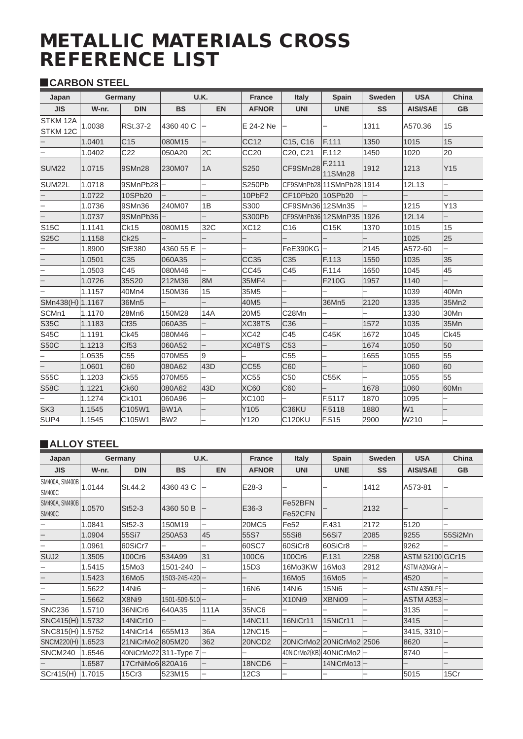# METALLIC MATERIALS CROSS REFERENCE LIST

## CARBON STEEL

| Japan | Germany | | U.K. | | France | Italy | Spain | Sweden | USA | China |
|---|---|---|---|---|---|---|---|---|---|---|
| JIS | W-nr. | DIN | BS | EN | AFNOR | UNI | UNE | SS | AISI/SAE | GB |
| STKM 12A STKM 12C | 1.0038 | RSt.37-2 | 4360 40 C | – | E 24-2 Ne | – | – | 1311 | A570.36 | 15 |
| – | 1.0401 | C15 | 080M15 | – | CC12 | C15, C16 | F.111 | 1350 | 1015 | 15 |
| – | 1.0402 | C22 | 050A20 | 2C | CC20 | C20, C21 | F.112 | 1450 | 1020 | 20 |
| SUM22 | 1.0715 | 9SMn28 | 230M07 | 1A | S250 | CF9SMn28 | F.2111 11SMn28 | 1912 | 1213 | Y15 |
| SUM22L | 1.0718 | 9SMnPb28 | – | – | S250Pb | CF9SMnPb28 | 11SMnPb28 | 1914 | 12L13 | – |
| – | 1.0722 | 10SPb20 | – | – | 10PbF2 | CF10Pb20 | 10SPb20 | – | – | – |
| – | 1.0736 | 9SMn36 | 240M07 | 1B | S300 | CF9SMn36 | 12SMn35 | – | 1215 | Y13 |
| – | 1.0737 | 9SMnPb36 | – | – | S300Pb | CF9SMnPb36 | 12SMnP35 | 1926 | 12L14 | – |
| S15C | 1.1141 | Ck15 | 080M15 | 32C | XC12 | C16 | C15K | 1370 | 1015 | 15 |
| S25C | 1.1158 | Ck25 | – | – | – | – | – | – | 1025 | 25 |
| – | 1.8900 | StE380 | 4360 55 E | – | – | FeE390KG | – | 2145 | A572-60 | – |
| – | 1.0501 | C35 | 060A35 | – | CC35 | C35 | F.113 | 1550 | 1035 | 35 |
| – | 1.0503 | C45 | 080M46 | – | CC45 | C45 | F.114 | 1650 | 1045 | 45 |
| – | 1.0726 | 35S20 | 212M36 | 8M | 35MF4 | – | F210G | 1957 | 1140 | – |
| – | 1.1157 | 40Mn4 | 150M36 | 15 | 35M5 | – | – | – | 1039 | 40Mn |
| SMn438(H) | 1.1167 | 36Mn5 | – | – | 40M5 | – | 36Mn5 | 2120 | 1335 | 35Mn2 |
| SCMn1 | 1.1170 | 28Mn6 | 150M28 | 14A | 20M5 | C28Mn | – | – | 1330 | 30Mn |
| S35C | 1.1183 | Cf35 | 060A35 | – | XC38TS | C36 | – | 1572 | 1035 | 35Mn |
| S45C | 1.1191 | Ck45 | 080M46 | – | XC42 | C45 | C45K | 1672 | 1045 | Ck45 |
| S50C | 1.1213 | Cf53 | 060A52 | – | XC48TS | C53 | – | 1674 | 1050 | 50 |
| – | 1.0535 | C55 | 070M55 | 9 | – | C55 | – | 1655 | 1055 | 55 |
| – | 1.0601 | C60 | 080A62 | 43D | CC55 | C60 | – | – | 1060 | 60 |
| S55C | 1.1203 | Ck55 | 070M55 | – | XC55 | C50 | C55K | – | 1055 | 55 |
| S58C | 1.1221 | Ck60 | 080A62 | 43D | XC60 | C60 | – | 1678 | 1060 | 60Mn |
| – | 1.1274 | Ck101 | 060A96 | – | XC100 | – | F.5117 | 1870 | 1095 | – |
| SK3 | 1.1545 | C105W1 | BW1A | – | Y105 | C36KU | F.5118 | 1880 | W1 | – |
| SUP4 | 1.1545 | C105W1 | BW2 | – | Y120 | C120KU | F.515 | 2900 | W210 | – |

## ALLOY STEEL

| Japan | Germany | | U.K. | | France | Italy | Spain | Sweden | USA | China |
|---|---|---|---|---|---|---|---|---|---|---|
| JIS | W-nr. | DIN | BS | EN | AFNOR | UNI | UNE | SS | AISI/SAE | GB |
| SM400A, SM400B SM400C | 1.0144 | St.44.2 | 4360 43 C | – | E28-3 | – | – | 1412 | A573-81 | – |
| SM490A, SM490B SM490C | 1.0570 | St52-3 | 4360 50 B | – | E36-3 | Fe52BFN Fe52CFN | – | 2132 | – | – |
| – | 1.0841 | St52-3 | 150M19 | – | 20MC5 | Fe52 | F.431 | 2172 | 5120 | – |
| – | 1.0904 | 55Si7 | 250A53 | 45 | 55S7 | 55Si8 | 56Si7 | 2085 | 9255 | 55Si2Mn |
| – | 1.0961 | 60SiCr7 | – | – | 60SC7 | 60SiCr8 | 60SiCr8 | – | 9262 | – |
| SUJ2 | 1.3505 | 100Cr6 | 534A99 | 31 | 100C6 | 100Cr6 | F.131 | 2258 | ASTM 52100 | GCr15 |
| – | 1.5415 | 15Mo3 | 1501-240 | – | 15D3 | 16Mo3KW | 16Mo3 | 2912 | ASTM A204Gr.A | – |
| – | 1.5423 | 16Mo5 | 1503-245-420 | – | – | 16Mo5 | 16Mo5 | – | 4520 | – |
| – | 1.5622 | 14Ni6 | – | – | 16N6 | 14Ni6 | 15Ni6 | – | ASTM A350LF5 | – |
| – | 1.5662 | X8Ni9 | 1501-509-510 | – | – | X10Ni9 | XBNi09 | – | ASTM A353 | – |
| SNC236 | 1.5710 | 36NiCr6 | 640A35 | 111A | 35NC6 | – | – | – | 3135 | – |
| SNC415(H) | 1.5732 | 14NiCr10 | – | – | 14NC11 | 16NiCr11 | 15NiCr11 | – | 3415 | – |
| SNC815(H) | 1.5752 | 14NiCr14 | 655M13 | 36A | 12NC15 | – | – | – | 3415, 3310 | – |
| SNCM220(H) | 1.6523 | 21NiCrMo2 | 805M20 | 362 | 20NCD2 | 20NiCrMo2 | 20NiCrMo2 | 2506 | 8620 | – |
| SNCM240 | 1.6546 | 40NiCrMo22 | 311-Type 7 | – | – | 40NiCrMo2(KB) | 40NiCrMo2 | – | 8740 | – |
| – | 1.6587 | 17CrNiMo6 | 820A16 | – | 18NCD6 | – | 14NiCrMo13 | – | – | – |
| SCr415(H) | 1.7015 | 15Cr3 | 523M15 | – | 12C3 | – | – | – | 5015 | 15Cr |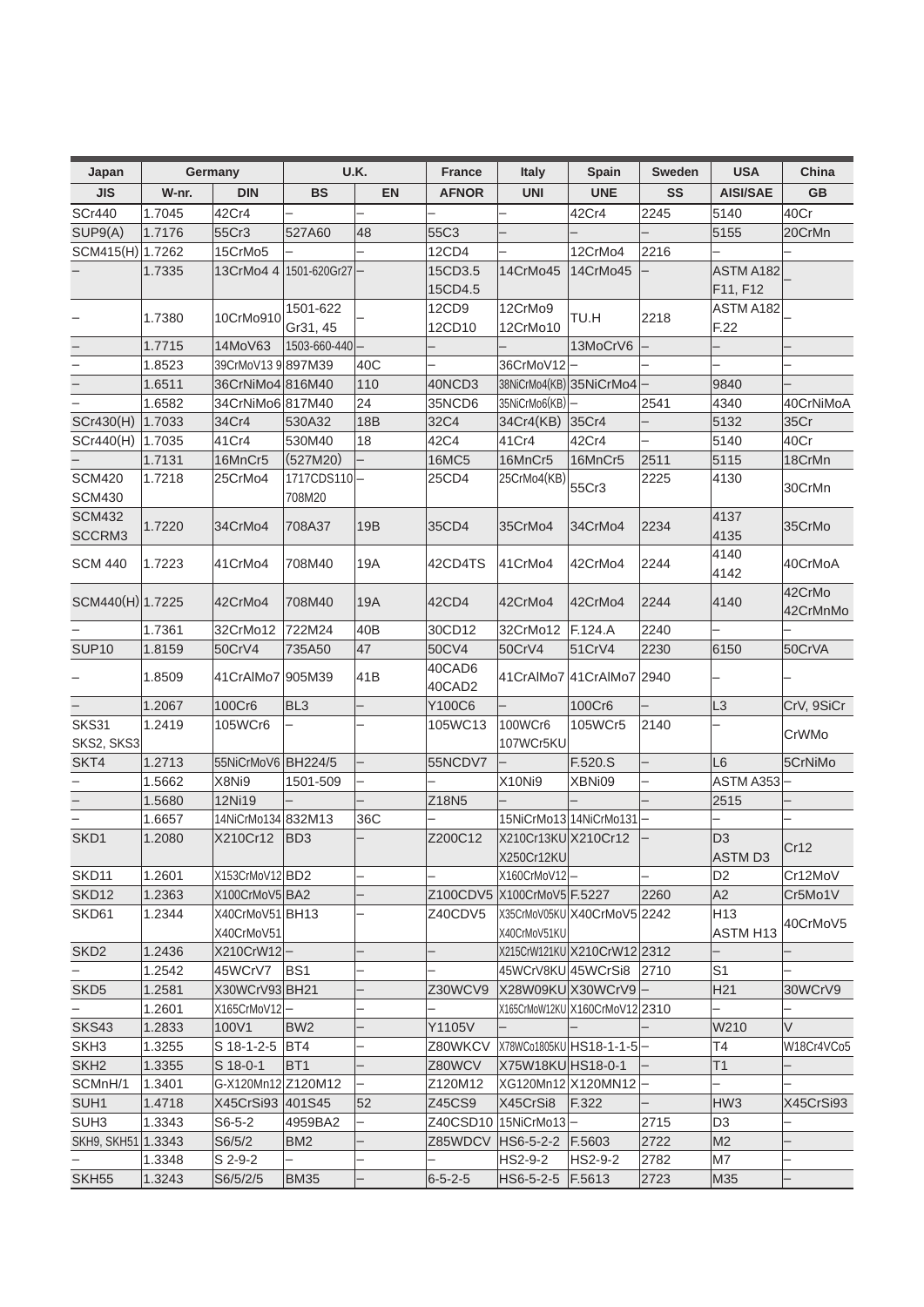| Japan | Germany | | U.K. | | France | Italy | Spain | Sweden | USA | China |
|---|---|---|---|---|---|---|---|---|---|---|
| JIS | W-nr. | DIN | BS | EN | AFNOR | UNI | UNE | SS | AISI/SAE | GB |
| SCr440 | 1.7045 | 42Cr4 | – | – | – | – | 42Cr4 | 2245 | 5140 | 40Cr |
| SUP9(A) | 1.7176 | 55Cr3 | 527A60 | 48 | 55C3 | – | – | – | 5155 | 20CrMn |
| SCM415(H) | 1.7262 | 15CrMo5 | – | – | 12CD4 | – | 12CrMo4 | 2216 | – | – |
| – | 1.7335 | 13CrMo4 4 | 1501-620Gr27 | – | 15CD3.5 15CD4.5 | 14CrMo45 | 14CrMo45 | – | ASTM A182 F11, F12 | – |
| – | 1.7380 | 10CrMo910 | 1501-622 Gr31, 45 | – | 12CD9 12CD10 | 12CrMo9 12CrMo10 | TU.H | 2218 | ASTM A182 F.22 | – |
| – | 1.7715 | 14MoV63 | 1503-660-440 | – | – | – | 13MoCrV6 | – | – | – |
| – | 1.8523 | 39CrMoV13 9 | 897M39 | 40C | – | 36CrMoV12 | – | – | – | – |
| – | 1.6511 | 36CrNiMo4 | 816M40 | 110 | 40NCD3 | 38NiCrMo4(KB) | 35NiCrMo4 | – | 9840 | – |
| – | 1.6582 | 34CrNiMo6 | 817M40 | 24 | 35NCD6 | 35NiCrMo6(KB) | – | 2541 | 4340 | 40CrNiMoA |
| SCr430(H) | 1.7033 | 34Cr4 | 530A32 | 18B | 32C4 | 34Cr4(KB) | 35Cr4 | – | 5132 | 35Cr |
| SCr440(H) | 1.7035 | 41Cr4 | 530M40 | 18 | 42C4 | 41Cr4 | 42Cr4 | – | 5140 | 40Cr |
| – | 1.7131 | 16MnCr5 | (527M20) | – | 16MC5 | 16MnCr5 | 16MnCr5 | 2511 | 5115 | 18CrMn |
| SCM420 SCM430 | 1.7218 | 25CrMo4 | 1717CDS110 708M20 | – | 25CD4 | 25CrMo4(KB) | 55Cr3 | 2225 | 4130 | 30CrMn |
| SCM432 SCCRM3 | 1.7220 | 34CrMo4 | 708A37 | 19B | 35CD4 | 35CrMo4 | 34CrMo4 | 2234 | 4137 4135 | 35CrMo |
| SCM 440 | 1.7223 | 41CrMo4 | 708M40 | 19A | 42CD4TS | 41CrMo4 | 42CrMo4 | 2244 | 4140 4142 | 40CrMoA |
| SCM440(H) | 1.7225 | 42CrMo4 | 708M40 | 19A | 42CD4 | 42CrMo4 | 42CrMo4 | 2244 | 4140 | 42CrMo 42CrMnMo |
| – | 1.7361 | 32CrMo12 | 722M24 | 40B | 30CD12 | 32CrMo12 | F.124.A | 2240 | – | – |
| SUP10 | 1.8159 | 50CrV4 | 735A50 | 47 | 50CV4 | 50CrV4 | 51CrV4 | 2230 | 6150 | 50CrVA |
| – | 1.8509 | 41CrAlMo7 | 905M39 | 41B | 40CAD6 40CAD2 | 41CrAlMo7 | 41CrAlMo7 | 2940 | – | – |
| – | 1.2067 | 100Cr6 | BL3 | – | Y100C6 | – | 100Cr6 | – | L3 | CrV, 9SiCr |
| SKS31 SKS2, SKS3 | 1.2419 | 105WCr6 | – | – | 105WC13 | 100WCr6 107WCr5KU | 105WCr5 | 2140 | – | CrWMo |
| SKT4 | 1.2713 | 55NiCrMoV6 | BH224/5 | – | 55NCDV7 | – | F.520.S | – | L6 | 5CrNiMo |
| – | 1.5662 | X8Ni9 | 1501-509 | – | – | X10Ni9 | XBNi09 | – | ASTM A353 | – |
| – | 1.5680 | 12Ni19 | – | – | Z18N5 | – | – | – | 2515 | – |
| – | 1.6657 | 14NiCrMo134 | 832M13 | 36C | – | 15NiCrMo13 | 14NiCrMo131 | – | – | – |
| SKD1 | 1.2080 | X210Cr12 | BD3 | – | Z200C12 | X210Cr13KU X250Cr12KU | X210Cr12 | – | D3 ASTM D3 | Cr12 |
| SKD11 | 1.2601 | X153CrMoV12 | BD2 | – | – | X160CrMoV12 | – | – | D2 | Cr12MoV |
| SKD12 | 1.2363 | X100CrMoV5 | BA2 | – | Z100CDV5 | X100CrMoV5 | F.5227 | 2260 | A2 | Cr5Mo1V |
| SKD61 | 1.2344 | X40CrMoV51 X40CrMoV51 | BH13 | – | Z40CDV5 | X35CrMoV05KU X40CrMoV51KU | X40CrMoV5 | 2242 | H13 ASTM H13 | 40CrMoV5 |
| SKD2 | 1.2436 | X210CrW12 | – | – | – | X215CrW121KU | X210CrW12 | 2312 | – | – |
| – | 1.2542 | 45WCrV7 | BS1 | – | – | 45WCrV8KU | 45WCrSi8 | 2710 | S1 | – |
| SKD5 | 1.2581 | X30WCrV93 | BH21 | – | Z30WCV9 | X28W09KU | X30WCrV9 | – | H21 | 30WCrV9 |
| – | 1.2601 | X165CrMoV12 | – | – | – | X165CrMoW12KU | X160CrMoV12 | 2310 | – | – |
| SKS43 | 1.2833 | 100V1 | BW2 | – | Y1105V | – | – | – | W210 | V |
| SKH3 | 1.3255 | S 18-1-2-5 | BT4 | – | Z80WKCV | X78WCo1805KU | HS18-1-1-5 | – | T4 | W18Cr4VCo5 |
| SKH2 | 1.3355 | S 18-0-1 | BT1 | – | Z80WCV | X75W18KU | HS18-0-1 | – | T1 | – |
| SCMnH/1 | 1.3401 | G-X120Mn12 | Z120M12 | – | Z120M12 | XG120Mn12 | X120MN12 | – | – | – |
| SUH1 | 1.4718 | X45CrSi93 | 401S45 | 52 | Z45CS9 | X45CrSi8 | F.322 | – | HW3 | X45CrSi93 |
| SUH3 | 1.3343 | S6-5-2 | 4959BA2 | – | Z40CSD10 | 15NiCrMo13 | – | 2715 | D3 | – |
| SKH9, SKH51 | 1.3343 | S6/5/2 | BM2 | – | Z85WDCV | HS6-5-2-2 | F.5603 | 2722 | M2 | – |
| – | 1.3348 | S 2-9-2 | – | – | – | HS2-9-2 | HS2-9-2 | 2782 | M7 | – |
| SKH55 | 1.3243 | S6/5/2/5 | BM35 | – | 6-5-2-5 | HS6-5-2-5 | F.5613 | 2723 | M35 | – |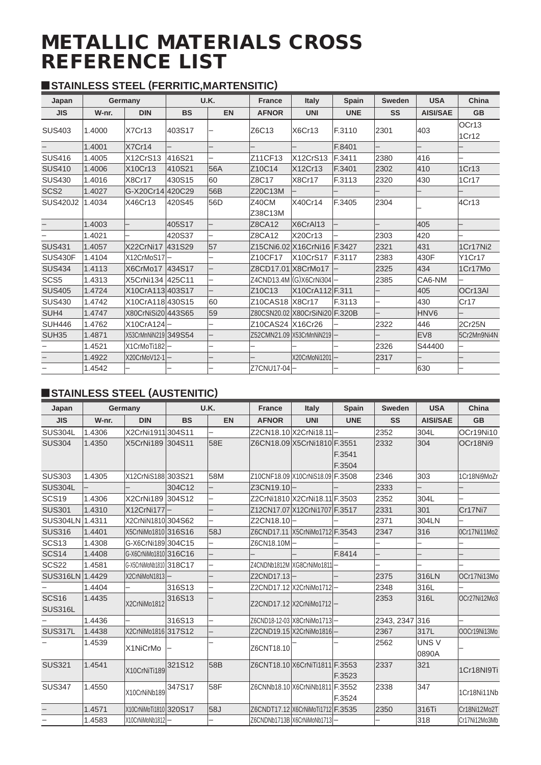# METALLIC MATERIALS CROSS REFERENCE LIST

## ■STAINLESS STEEL (FERRITIC,MARTENSITIC)

| Japan | Germany | | U.K. | | France | Italy | Spain | Sweden | USA | China |
|---|---|---|---|---|---|---|---|---|---|---|
| JIS | W-nr. | DIN | BS | EN | AFNOR | UNI | UNE | SS | AISI/SAE | GB |
| SUS403 | 1.4000 | X7Cr13 | 403S17 | – | Z6C13 | X6Cr13 | F.3110 | 2301 | 403 | OCr13 1Cr12 |
| – | 1.4001 | X7Cr14 | – | – | – | – | F.8401 | – | – | – |
| SUS416 | 1.4005 | X12CrS13 | 416S21 | – | Z11CF13 | X12CrS13 | F.3411 | 2380 | 416 | – |
| SUS410 | 1.4006 | X10Cr13 | 410S21 | 56A | Z10C14 | X12Cr13 | F.3401 | 2302 | 410 | 1Cr13 |
| SUS430 | 1.4016 | X8Cr17 | 430S15 | 60 | Z8C17 | X8Cr17 | F.3113 | 2320 | 430 | 1Cr17 |
| SCS2 | 1.4027 | G-X20Cr14 | 420C29 | 56B | Z20C13M | – | – | – | – | – |
| SUS420J2 | 1.4034 | X46Cr13 | 420S45 | 56D | Z40CM Z38C13M | X40Cr14 | F.3405 | 2304 | – | 4Cr13 |
| – | 1.4003 | – | 405S17 | – | Z8CA12 | X6CrAl13 | – | – | 405 | – |
| – | 1.4021 | – | 420S37 | – | Z8CA12 | X20Cr13 | – | 2303 | 420 | – |
| SUS431 | 1.4057 | X22CrNi17 | 431S29 | 57 | Z15CNi6.02 | X16CrNi16 | F.3427 | 2321 | 431 | 1Cr17Ni2 |
| SUS430F | 1.4104 | X12CrMoS17 | – | – | Z10CF17 | X10CrS17 | F.3117 | 2383 | 430F | Y1Cr17 |
| SUS434 | 1.4113 | X6CrMo17 | 434S17 | – | Z8CD17.01 | X8CrMo17 | – | 2325 | 434 | 1Cr17Mo |
| SCS5 | 1.4313 | X5CrNi134 | 425C11 | – | Z4CND13.4M | (G)X6CrNi304 | – | 2385 | CA6-NM | – |
| SUS405 | 1.4724 | X10CrA113 | 403S17 | – | Z10C13 | X10CrA112 | F.311 | – | 405 | OCr13Al |
| SUS430 | 1.4742 | X10CrA118 | 430S15 | 60 | Z10CAS18 | X8Cr17 | F.3113 | – | 430 | Cr17 |
| SUH4 | 1.4747 | X80CrNiSi20 | 443S65 | 59 | Z80CSN20.02 | X80CrSiNi20 | F.320B | – | HNV6 | – |
| SUH446 | 1.4762 | X10CrA124 | – | – | Z10CAS24 | X16Cr26 | – | 2322 | 446 | 2Cr25N |
| SUH35 | 1.4871 | X53CrMnNiN219 | 349S54 | – | Z52CMN21.09 | X53CrMnNiN219 | – | – | EV8 | 5Cr2Mn9Ni4N |
| – | 1.4521 | X1CrMoTi182 | – | – | – | – | – | 2326 | S44400 | – |
| – | 1.4922 | X20CrMoV12-1 | – | – | – | X20CrMoNi1201 | – | 2317 | – | – |
| – | 1.4542 | – | – | – | Z7CNU17-04 | – | – | – | 630 | – |

## ■STAINLESS STEEL (AUSTENITIC)

| Japan | Germany | | U.K. | | France | Italy | Spain | Sweden | USA | China |
|---|---|---|---|---|---|---|---|---|---|---|
| JIS | W-nr. | DIN | BS | EN | AFNOR | UNI | UNE | SS | AISI/SAE | GB |
| SUS304L | 1.4306 | X2CrNi1911 | 304S11 | – | Z2CN18.10 | X2CrNi18.11 | – | 2352 | 304L | OCr19Ni10 |
| SUS304 | 1.4350 | X5CrNi189 | 304S11 | 58E | Z6CN18.09 | X5CrNi1810 | F.3551 F.3541 F.3504 | 2332 | 304 | OCr18Ni9 |
| SUS303 | 1.4305 | X12CrNiS188 | 303S21 | 58M | Z10CNF18.09 | X10CrNiS18.09 | F.3508 | 2346 | 303 | 1Cr18Ni9MoZr |
| SUS304L | – | – | 304C12 | – | Z3CN19.10 | – | – | 2333 | – | – |
| SCS19 | 1.4306 | X2CrNi189 | 304S12 | – | Z2CrNi1810 | X2CrNi18.11 | F.3503 | 2352 | 304L | – |
| SUS301 | 1.4310 | X12CrNi177 | – | – | Z12CN17.07 | X12CrNi1707 | F.3517 | 2331 | 301 | Cr17Ni7 |
| SUS304LN | 1.4311 | X2CrNiN1810 | 304S62 | – | Z2CN18.10 | – | – | 2371 | 304LN | – |
| SUS316 | 1.4401 | X5CrNiMo1810 | 316S16 | 58J | Z6CND17.11 | X5CrNiMo1712 | F.3543 | 2347 | 316 | 0Cr17Ni11Mo2 |
| SCS13 | 1.4308 | G-X6CrNi189 | 304C15 | – | Z6CN18.10M | – | – | – | – | – |
| SCS14 | 1.4408 | G-X6CrNiMo1810 | 316C16 | – | – | – | F.8414 | – | – | – |
| SCS22 | 1.4581 | G-X5CrNiMoNb1810 | 318C17 | – | Z4CNDNb1812M | XG8CrNiMo1811 | – | – | – | – |
| SUS316LN | 1.4429 | X2CrNiMoN1813 | – | – | Z2CND17.13 | – | – | 2375 | 316LN | OCr17Ni13Mo |
| – | 1.4404 | – | 316S13 | – | Z2CND17.12 | X2CrNiMo1712 | – | 2348 | 316L | – |
| SCS16 SUS316L | 1.4435 | X2CrNiMo1812 | 316S13 | – | Z2CND17.12 | X2CrNiMo1712 | – | 2353 | 316L | OCr27Ni12Mo3 |
| – | 1.4436 | – | 316S13 | – | Z6CND18-12-03 | X8CrNiMo1713 | – | 2343, 2347 | 316 | – |
| SUS317L | 1.4438 | X2CrNiMo1816 | 317S12 | – | Z2CND19.15 | X2CrNiMo1816 | – | 2367 | 317L | OOCr19Ni13Mo |
| – | 1.4539 | X1NiCrMo | – | – | Z6CNT18.10 | – | – | 2562 | UNS V 0890A | – |
| SUS321 | 1.4541 | X10CrNiTi189 | 321S12 | 58B | Z6CNT18.10 | X6CrNiTi1811 | F.3553 F.3523 | 2337 | 321 | 1Cr18NI9Ti |
| SUS347 | 1.4550 | X10CrNiNb189 | 347S17 | 58F | Z6CNNb18.10 | X6CrNiNb1811 | F.3552 F.3524 | 2338 | 347 | 1Cr18Ni11Nb |
| – | 1.4571 | X10CrNiMoTi1810 | 320S17 | 58J | Z6CNDT17.12 | X6CrNiMoTi1712 | F.3535 | 2350 | 316Ti | Cr18Ni12Mo2T |
| – | 1.4583 | X10CrNiMoNb1812 | – | – | Z6CNDNb1713B | X6CrNiMoNb1713 | – | – | 318 | Cr17Ni12Mo3Mb |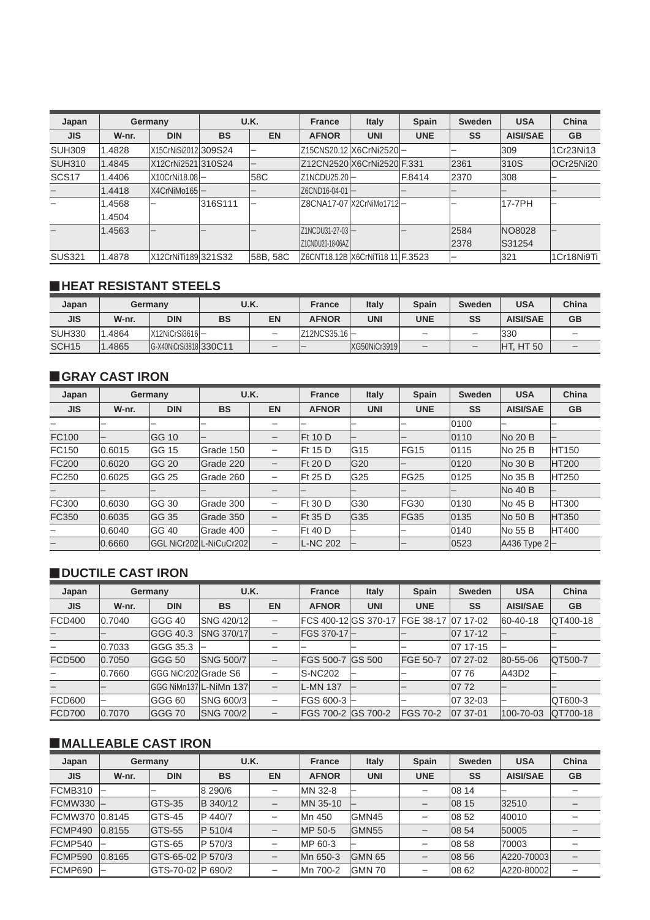| Japan | Germany | | U.K. | | France | Italy | Spain | Sweden | USA | China |
|---|---|---|---|---|---|---|---|---|---|---|
| JIS | W-nr. | DIN | BS | EN | AFNOR | UNI | UNE | SS | AISI/SAE | GB |
| SUH309 | 1.4828 | X15CrNiSi2012 | 309S24 | – | Z15CNS20.12 | X6CrNi2520 | – | – | 309 | 1Cr23Ni13 |
| SUH310 | 1.4845 | X12CrNi2521 | 310S24 | – | Z12CN2520 | X6CrNi2520 | F.331 | 2361 | 310S | OCr25Ni20 |
| SCS17 | 1.4406 | X10CrNi18.08 | – | 58C | Z1NCDU25.20 | – | F.8414 | 2370 | 308 | – |
| – | 1.4418 | X4CrNiMo165 | – | – | Z6CND16-04-01 | – | – | – | – | – |
| – | 1.4568<br>1.4504 | – | 316S111 | – | Z8CNA17-07 | X2CrNiMo1712 | – | – | 17-7PH | – |
| – | 1.4563 | – | – | – | Z1NCDU31-27-03<br>Z1CNDU20-18-06AZ | – | – | 2584<br>2378 | NO8028<br>S31254 | – |
| SUS321 | 1.4878 | X12CrNiTi189 | 321S32 | 58B, 58C | Z6CNT18.12B | X6CrNiTi18 11 | F.3523 | – | 321 | 1Cr18Ni9Ti |

## HEAT RESISTANT STEELS

| Japan | Germany | | U.K. | | France | Italy | Spain | Sweden | USA | China |
|---|---|---|---|---|---|---|---|---|---|---|
| JIS | W-nr. | DIN | BS | EN | AFNOR | UNI | UNE | SS | AISI/SAE | GB |
| SUH330 | 1.4864 | X12NiCrSi3616 | – | – | Z12NCS35.16 | – | – | – | 330 | – |
| SCH15 | 1.4865 | G-X40NiCrSi3818 | 330C11 | – | – | XG50NiCr3919 | – | – | HT, HT 50 | – |

## GRAY CAST IRON

| Japan | Germany | | U.K. | | France | Italy | Spain | Sweden | USA | China |
|---|---|---|---|---|---|---|---|---|---|---|
| JIS | W-nr. | DIN | BS | EN | AFNOR | UNI | UNE | SS | AISI/SAE | GB |
| – | – | – | – | – | – | – | – | 0100 | – | – |
| FC100 | – | GG 10 | – | – | Ft 10 D | – | – | 0110 | No 20 B | – |
| FC150 | 0.6015 | GG 15 | Grade 150 | – | Ft 15 D | G15 | FG15 | 0115 | No 25 B | HT150 |
| FC200 | 0.6020 | GG 20 | Grade 220 | – | Ft 20 D | G20 | – | 0120 | No 30 B | HT200 |
| FC250 | 0.6025 | GG 25 | Grade 260 | – | Ft 25 D | G25 | FG25 | 0125 | No 35 B | HT250 |
| – | – | – | – | – | – | – | – | – | No 40 B | – |
| FC300 | 0.6030 | GG 30 | Grade 300 | – | Ft 30 D | G30 | FG30 | 0130 | No 45 B | HT300 |
| FC350 | 0.6035 | GG 35 | Grade 350 | – | Ft 35 D | G35 | FG35 | 0135 | No 50 B | HT350 |
| – | 0.6040 | GG 40 | Grade 400 | – | Ft 40 D | – | – | 0140 | No 55 B | HT400 |
| – | 0.6660 | GGL NiCr202 | L-NiCuCr202 | – | L-NC 202 | – | – | 0523 | A436 Type 2 | – |

## DUCTILE CAST IRON

| Japan | Germany | | U.K. | | France | Italy | Spain | Sweden | USA | China |
|---|---|---|---|---|---|---|---|---|---|---|
| JIS | W-nr. | DIN | BS | EN | AFNOR | UNI | UNE | SS | AISI/SAE | GB |
| FCD400 | 0.7040 | GGG 40 | SNG 420/12 | – | FCS 400-12 | GS 370-17 | FGE 38-17 | 07 17-02 | 60-40-18 | QT400-18 |
| – | – | GGG 40.3 | SNG 370/17 | – | FGS 370-17 | – | – | 07 17-12 | – | – |
| – | 0.7033 | GGG 35.3 | – | – | – | – | – | 07 17-15 | – | – |
| FCD500 | 0.7050 | GGG 50 | SNG 500/7 | – | FGS 500-7 | GS 500 | FGE 50-7 | 07 27-02 | 80-55-06 | QT500-7 |
| – | 0.7660 | GGG NiCr202 | Grade S6 | – | S-NC202 | – | – | 07 76 | A43D2 | – |
| – | – | GGG NiMn137 | L-NiMn 137 | – | L-MN 137 | – | – | 07 72 | – | – |
| FCD600 | – | GGG 60 | SNG 600/3 | – | FGS 600-3 | – | – | 07 32-03 | – | QT600-3 |
| FCD700 | 0.7070 | GGG 70 | SNG 700/2 | – | FGS 700-2 | GS 700-2 | FGS 70-2 | 07 37-01 | 100-70-03 | QT700-18 |

## MALLEABLE CAST IRON

| Japan | Germany | | U.K. | | France | Italy | Spain | Sweden | USA | China |
|---|---|---|---|---|---|---|---|---|---|---|
| JIS | W-nr. | DIN | BS | EN | AFNOR | UNI | UNE | SS | AISI/SAE | GB |
| FCMB310 | – | – | 8 290/6 | – | MN 32-8 | – | – | 08 14 | – | – |
| FCMW330 | – | GTS-35 | B 340/12 | – | MN 35-10 | – | – | 08 15 | 32510 | – |
| FCMW370 | 0.8145 | GTS-45 | P 440/7 | – | Mn 450 | GMN45 | – | 08 52 | 40010 | – |
| FCMP490 | 0.8155 | GTS-55 | P 510/4 | – | MP 50-5 | GMN55 | – | 08 54 | 50005 | – |
| FCMP540 | – | GTS-65 | P 570/3 | – | MP 60-3 | – | – | 08 58 | 70003 | – |
| FCMP590 | 0.8165 | GTS-65-02 | P 570/3 | – | Mn 650-3 | GMN 65 | – | 08 56 | A220-70003 | – |
| FCMP690 | – | GTS-70-02 | P 690/2 | – | Mn 700-2 | GMN 70 | – | 08 62 | A220-80002 | – |